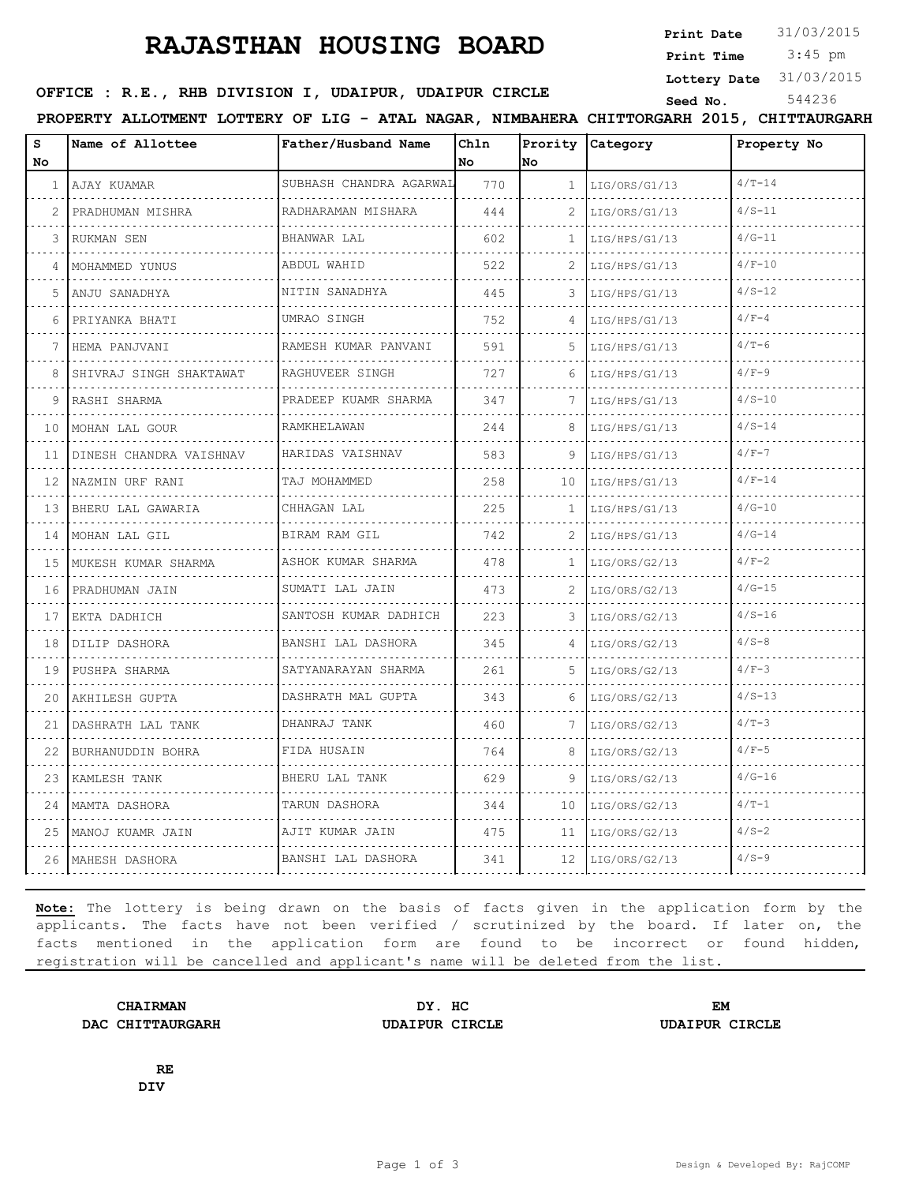# RAJASTHAN HOUSING BOARD

**Print Date** 31/03/2015
**Print Time** 3:45 pm
**Lottery Date** 31/03/2015
**Seed No.** 544236

**OFFICE : R.E., RHB DIVISION I, UDAIPUR, UDAIPUR CIRCLE**

**PROPERTY ALLOTMENT LOTTERY OF LIG - ATAL NAGAR, NIMBAHERA CHITTORGARH 2015, CHITTAURGARH**

| S No | Name of Allottee | Father/Husband Name | Chln No | Prority No | Category | Property No |
|---|---|---|---|---|---|---|
| 1 | AJAY KUAMAR | SUBHASH CHANDRA AGARWAL | 770 | 1 | LIG/ORS/G1/13 | 4/T-14 |
| 2 | PRADHUMAN MISHRA | RADHARAMAN MISHARA | 444 | 2 | LIG/ORS/G1/13 | 4/S-11 |
| 3 | RUKMAN SEN | BHANWAR LAL | 602 | 1 | LIG/HPS/G1/13 | 4/G-11 |
| 4 | MOHAMMED YUNUS | ABDUL WAHID | 522 | 2 | LIG/HPS/G1/13 | 4/F-10 |
| 5 | ANJU SANADHYA | NITIN SANADHYA | 445 | 3 | LIG/HPS/G1/13 | 4/S-12 |
| 6 | PRIYANKA BHATI | UMRAO SINGH | 752 | 4 | LIG/HPS/G1/13 | 4/F-4 |
| 7 | HEMA PANJVANI | RAMESH KUMAR PANVANI | 591 | 5 | LIG/HPS/G1/13 | 4/T-6 |
| 8 | SHIVRAJ SINGH SHAKTAWAT | RAGHUVEER SINGH | 727 | 6 | LIG/HPS/G1/13 | 4/F-9 |
| 9 | RASHI SHARMA | PRADEEP KUAMR SHARMA | 347 | 7 | LIG/HPS/G1/13 | 4/S-10 |
| 10 | MOHAN LAL GOUR | RAMKHELAWAN | 244 | 8 | LIG/HPS/G1/13 | 4/S-14 |
| 11 | DINESH CHANDRA VAISHNAV | HARIDAS VAISHNAV | 583 | 9 | LIG/HPS/G1/13 | 4/F-7 |
| 12 | NAZMIN URF RANI | TAJ MOHAMMED | 258 | 10 | LIG/HPS/G1/13 | 4/F-14 |
| 13 | BHERU LAL GAWARIA | CHHAGAN LAL | 225 | 1 | LIG/HPS/G1/13 | 4/G-10 |
| 14 | MOHAN LAL GIL | BIRAM RAM GIL | 742 | 2 | LIG/HPS/G1/13 | 4/G-14 |
| 15 | MUKESH KUMAR SHARMA | ASHOK KUMAR SHARMA | 478 | 1 | LIG/ORS/G2/13 | 4/F-2 |
| 16 | PRADHUMAN JAIN | SUMATI LAL JAIN | 473 | 2 | LIG/ORS/G2/13 | 4/G-15 |
| 17 | EKTA DADHICH | SANTOSH KUMAR DADHICH | 223 | 3 | LIG/ORS/G2/13 | 4/S-16 |
| 18 | DILIP DASHORA | BANSHI LAL DASHORA | 345 | 4 | LIG/ORS/G2/13 | 4/S-8 |
| 19 | PUSHPA SHARMA | SATYANARAYAN SHARMA | 261 | 5 | LIG/ORS/G2/13 | 4/F-3 |
| 20 | AKHILESH GUPTA | DASHRATH MAL GUPTA | 343 | 6 | LIG/ORS/G2/13 | 4/S-13 |
| 21 | DASHRATH LAL TANK | DHANRAJ TANK | 460 | 7 | LIG/ORS/G2/13 | 4/T-3 |
| 22 | BURHANUDDIN BOHRA | FIDA HUSAIN | 764 | 8 | LIG/ORS/G2/13 | 4/F-5 |
| 23 | KAMLESH TANK | BHERU LAL TANK | 629 | 9 | LIG/ORS/G2/13 | 4/G-16 |
| 24 | MAMTA DASHORA | TARUN DASHORA | 344 | 10 | LIG/ORS/G2/13 | 4/T-1 |
| 25 | MANOJ KUAMR JAIN | AJIT KUMAR JAIN | 475 | 11 | LIG/ORS/G2/13 | 4/S-2 |
| 26 | MAHESH DASHORA | BANSHI LAL DASHORA | 341 | 12 | LIG/ORS/G2/13 | 4/S-9 |

**Note:** The lottery is being drawn on the basis of facts given in the application form by the applicants. The facts have not been verified / scrutinized by the board. If later on, the facts mentioned in the application form are found to be incorrect or found hidden, registration will be cancelled and applicant's name will be deleted from the list.

**CHAIRMAN**
**DAC CHITTAURGARH**

**DY. HC**
**UDAIPUR CIRCLE**

**EM**
**UDAIPUR CIRCLE**

**RE**
**DIV**

Design & Developed By: RajCOMP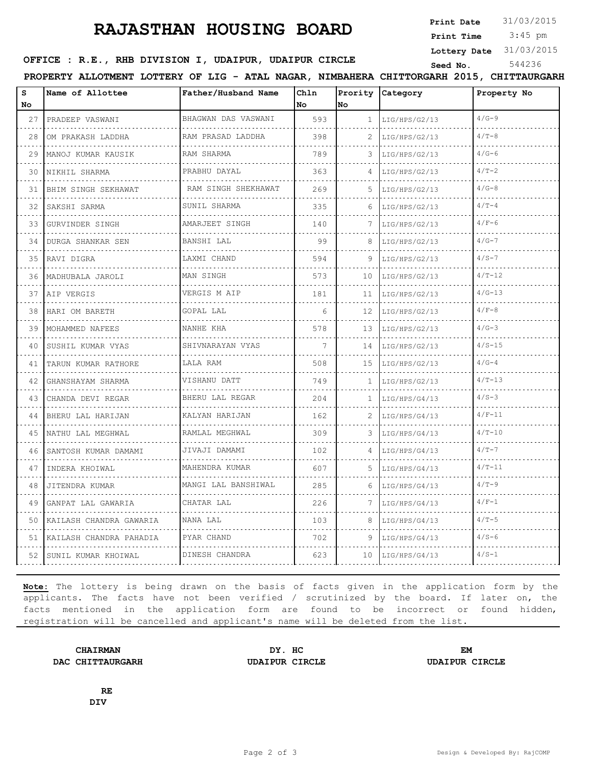# RAJASTHAN HOUSING BOARD

**Print Date** 31/03/2015
**Print Time** 3:45 pm
**Lottery Date** 31/03/2015
**Seed No.** 544236

**OFFICE : R.E., RHB DIVISION I, UDAIPUR, UDAIPUR CIRCLE**

**PROPERTY ALLOTMENT LOTTERY OF LIG - ATAL NAGAR, NIMBAHERA CHITTORGARH 2015, CHITTAURGARH**

| S No | Name of Allottee | Father/Husband Name | Chln No | Prority No | Category | Property No |
|---|---|---|---|---|---|---|
| 27 | PRADEEP VASWANI | BHAGWAN DAS VASWANI | 593 | 1 | LIG/HPS/G2/13 | 4/G-9 |
| 28 | OM PRAKASH LADDHA | RAM PRASAD LADDHA | 398 | 2 | LIG/HPS/G2/13 | 4/T-8 |
| 29 | MANOJ KUMAR KAUSIK | RAM SHARMA | 789 | 3 | LIG/HPS/G2/13 | 4/G-6 |
| 30 | NIKHIL SHARMA | PRABHU DAYAL | 363 | 4 | LIG/HPS/G2/13 | 4/T-2 |
| 31 | BHIM SINGH SEKHAWAT | RAM SINGH SHEKHAWAT | 269 | 5 | LIG/HPS/G2/13 | 4/G-8 |
| 32 | SAKSHI SARMA | SUNIL SHARMA | 335 | 6 | LIG/HPS/G2/13 | 4/T-4 |
| 33 | GURVINDER SINGH | AMARJEET SINGH | 140 | 7 | LIG/HPS/G2/13 | 4/F-6 |
| 34 | DURGA SHANKAR SEN | BANSHI LAL | 99 | 8 | LIG/HPS/G2/13 | 4/G-7 |
| 35 | RAVI DIGRA | LAXMI CHAND | 594 | 9 | LIG/HPS/G2/13 | 4/S-7 |
| 36 | MADHUBALA JAROLI | MAN SINGH | 573 | 10 | LIG/HPS/G2/13 | 4/T-12 |
| 37 | AIP VERGIS | VERGIS M AIP | 181 | 11 | LIG/HPS/G2/13 | 4/G-13 |
| 38 | HARI OM BARETH | GOPAL LAL | 6 | 12 | LIG/HPS/G2/13 | 4/F-8 |
| 39 | MOHAMMED NAFEES | NANHE KHA | 578 | 13 | LIG/HPS/G2/13 | 4/G-3 |
| 40 | SUSHIL KUMAR VYAS | SHIVNARAYAN VYAS | 7 | 14 | LIG/HPS/G2/13 | 4/S-15 |
| 41 | TARUN KUMAR RATHORE | LALA RAM | 508 | 15 | LIG/HPS/G2/13 | 4/G-4 |
| 42 | GHANSHAYAM SHARMA | VISHANU DATT | 749 | 1 | LIG/HPS/G2/13 | 4/T-13 |
| 43 | CHANDA DEVI REGAR | BHERU LAL REGAR | 204 | 1 | LIG/HPS/G4/13 | 4/S-3 |
| 44 | BHERU LAL HARIJAN | KALYAN HARIJAN | 162 | 2 | LIG/HPS/G4/13 | 4/F-11 |
| 45 | NATHU LAL MEGHWAL | RAMLAL MEGHWAL | 309 | 3 | LIG/HPS/G4/13 | 4/T-10 |
| 46 | SANTOSH KUMAR DAMAMI | JIVAJI DAMAMI | 102 | 4 | LIG/HPS/G4/13 | 4/T-7 |
| 47 | INDERA KHOIWAL | MAHENDRA KUMAR | 607 | 5 | LIG/HPS/G4/13 | 4/T-11 |
| 48 | JITENDRA KUMAR | MANGI LAL BANSHIWAL | 285 | 6 | LIG/HPS/G4/13 | 4/T-9 |
| 49 | GANPAT LAL GAWARIA | CHATAR LAL | 226 | 7 | LIG/HPS/G4/13 | 4/F-1 |
| 50 | KAILASH CHANDRA GAWARIA | NANA LAL | 103 | 8 | LIG/HPS/G4/13 | 4/T-5 |
| 51 | KAILASH CHANDRA PAHADIA | PYAR CHAND | 702 | 9 | LIG/HPS/G4/13 | 4/S-6 |
| 52 | SUNIL KUMAR KHOIWAL | DINESH CHANDRA | 623 | 10 | LIG/HPS/G4/13 | 4/S-1 |

**Note:** The lottery is being drawn on the basis of facts given in the application form by the applicants. The facts have not been verified / scrutinized by the board. If later on, the facts mentioned in the application form are found to be incorrect or found hidden, registration will be cancelled and applicant's name will be deleted from the list.

**CHAIRMAN**
**DAC CHITTAURGARH**

**DY. HC**
**UDAIPUR CIRCLE**

**EM**
**UDAIPUR CIRCLE**

**RE**
**DIV**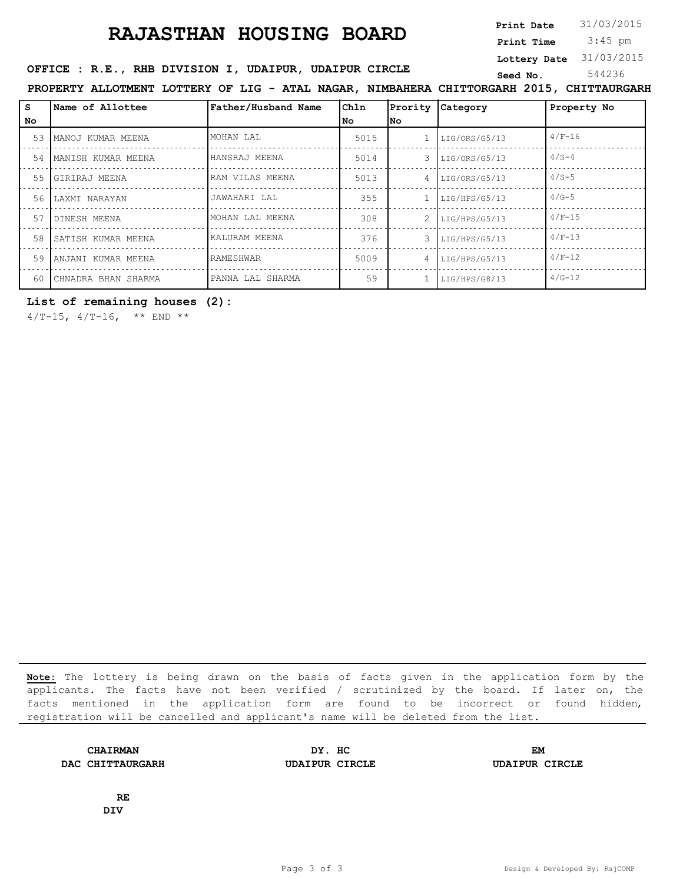# RAJASTHAN HOUSING BOARD

**Print Date** 31/03/2015
**Print Time** 3:45 pm
**Lottery Date** 31/03/2015
**Seed No.** 544236

**OFFICE : R.E., RHB DIVISION I, UDAIPUR, UDAIPUR CIRCLE**

**PROPERTY ALLOTMENT LOTTERY OF LIG - ATAL NAGAR, NIMBAHERA CHITTORGARH 2015, CHITTAURGARH**

| S No | Name of Allottee | Father/Husband Name | Chln No | Prority No | Category | Property No |
|---|---|---|---|---|---|---|
| 53 | MANOJ KUMAR MEENA | MOHAN LAL | 5015 | 1 | LIG/ORS/G5/13 | 4/F-16 |
| 54 | MANISH KUMAR MEENA | HANSRAJ MEENA | 5014 | 3 | LIG/ORS/G5/13 | 4/S-4 |
| 55 | GIRIRAJ MEENA | RAM VILAS MEENA | 5013 | 4 | LIG/ORS/G5/13 | 4/S-5 |
| 56 | LAXMI NARAYAN | JAWAHARI LAL | 355 | 1 | LIG/HPS/G5/13 | 4/G-5 |
| 57 | DINESH MEENA | MOHAN LAL MEENA | 308 | 2 | LIG/HPS/G5/13 | 4/F-15 |
| 58 | SATISH KUMAR MEENA | KALURAM MEENA | 376 | 3 | LIG/HPS/G5/13 | 4/F-13 |
| 59 | ANJANI KUMAR MEENA | RAMESHWAR | 5009 | 4 | LIG/HPS/G5/13 | 4/F-12 |
| 60 | CHNADRA BHAN SHARMA | PANNA LAL SHARMA | 59 | 1 | LIG/HPS/G8/13 | 4/G-12 |

**List of remaining houses (2):**

4/T-15, 4/T-16, ** END **

**Note:** The lottery is being drawn on the basis of facts given in the application form by the applicants. The facts have not been verified / scrutinized by the board. If later on, the facts mentioned in the application form are found to be incorrect or found hidden, registration will be cancelled and applicant's name will be deleted from the list.

**CHAIRMAN**
**DAC CHITTAURGARH**

**DY. HC**
**UDAIPUR CIRCLE**

**EM**
**UDAIPUR CIRCLE**

**RE**
**DIV**

Design & Developed By: RajCOMP